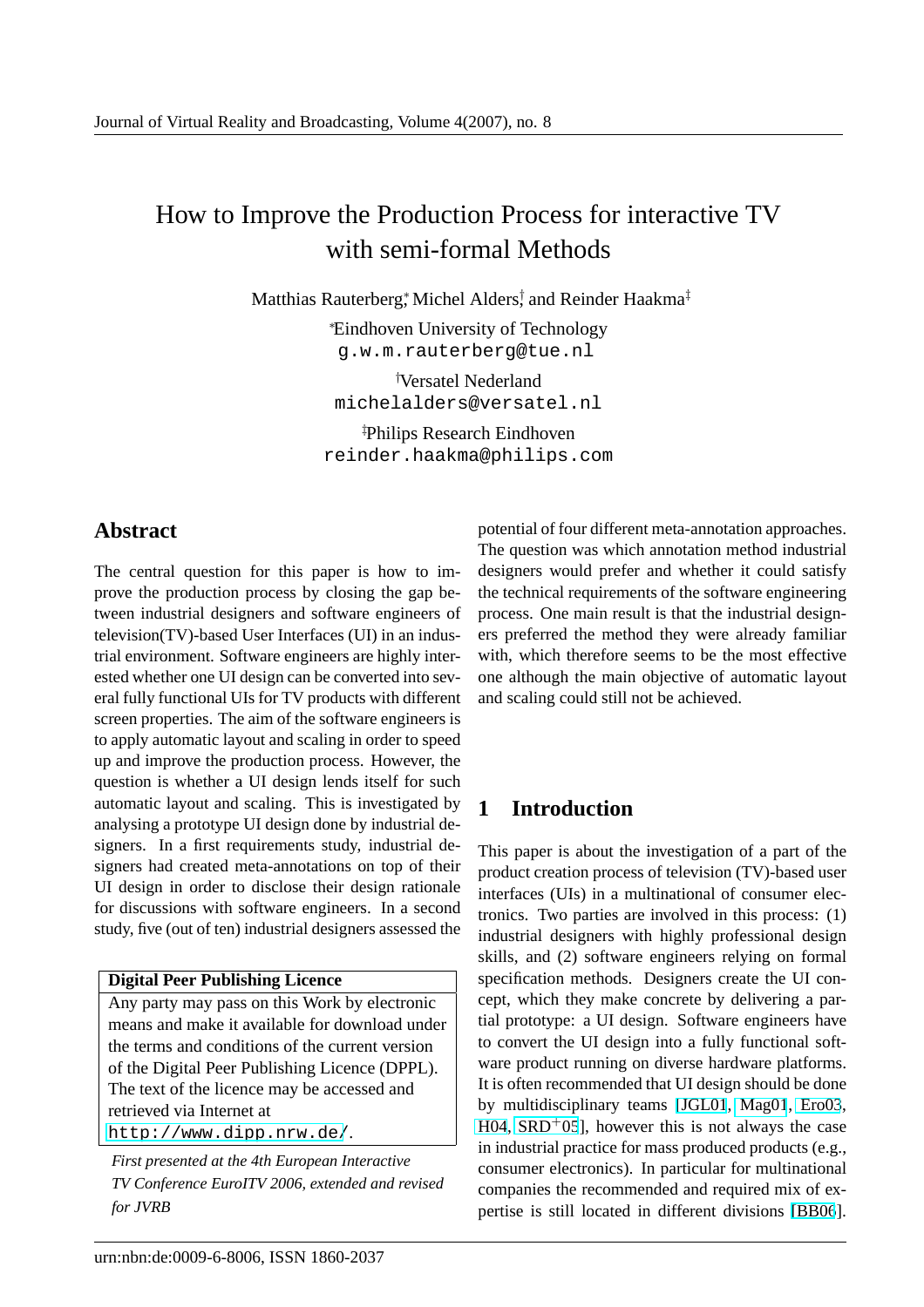# How to Improve the Production Process for interactive TV with semi-formal Methods

Matthias Rauterberg[*], Michel Alders[†], and Reinder Haakma[‡]

[*]Eindhoven University of Technology
g.w.m.rauterberg@tue.nl

[†]Versatel Nederland
michelalders@versatel.nl

[‡]Philips Research Eindhoven
reinder.haakma@philips.com

## Abstract

The central question for this paper is how to improve the production process by closing the gap between industrial designers and software engineers of television(TV)-based User Interfaces (UI) in an industrial environment. Software engineers are highly interested whether one UI design can be converted into several fully functional UIs for TV products with different screen properties. The aim of the software engineers is to apply automatic layout and scaling in order to speed up and improve the production process. However, the question is whether a UI design lends itself for such automatic layout and scaling. This is investigated by analysing a prototype UI design done by industrial designers. In a first requirements study, industrial designers had created meta-annotations on top of their UI design in order to disclose their design rationale for discussions with software engineers. In a second study, five (out of ten) industrial designers assessed the potential of four different meta-annotation approaches. The question was which annotation method industrial designers would prefer and whether it could satisfy the technical requirements of the software engineering process. One main result is that the industrial designers preferred the method they were already familiar with, which therefore seems to be the most effective one although the main objective of automatic layout and scaling could still not be achieved.

**Digital Peer Publishing Licence**
Any party may pass on this Work by electronic means and make it available for download under the terms and conditions of the current version of the Digital Peer Publishing Licence (DPPL). The text of the licence may be accessed and retrieved via Internet at http://www.dipp.nrw.de/.

*First presented at the 4th European Interactive TV Conference EuroITV 2006, extended and revised for JVRB*

## 1 Introduction

This paper is about the investigation of a part of the product creation process of television (TV)-based user interfaces (UIs) in a multinational of consumer electronics. Two parties are involved in this process: (1) industrial designers with highly professional design skills, and (2) software engineers relying on formal specification methods. Designers create the UI concept, which they make concrete by delivering a partial prototype: a UI design. Software engineers have to convert the UI design into a fully functional software product running on diverse hardware platforms. It is often recommended that UI design should be done by multidisciplinary teams [JGL01, Mag01, Ero03, H04, SRD+05], however this is not always the case in industrial practice for mass produced products (e.g., consumer electronics). In particular for multinational companies the recommended and required mix of expertise is still located in different divisions [BB06].

urn:nbn:de:0009-6-8006, ISSN 1860-2037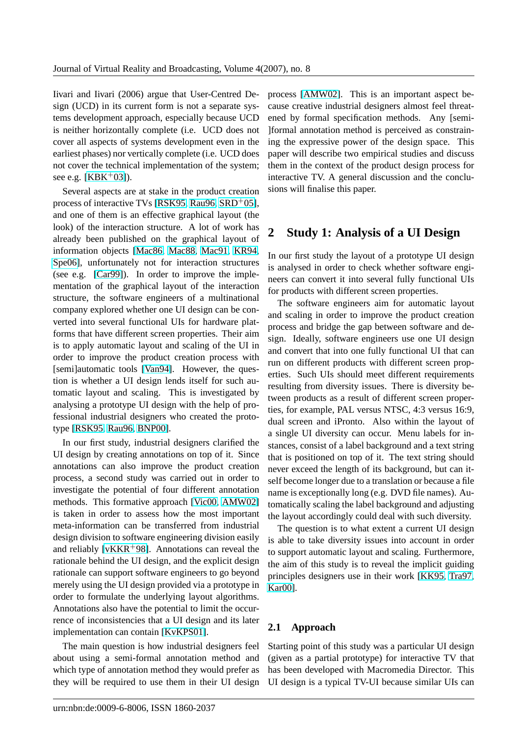Iivari and Iivari (2006) argue that User-Centred Design (UCD) in its current form is not a separate systems development approach, especially because UCD is neither horizontally complete (i.e. UCD does not cover all aspects of systems development even in the earliest phases) nor vertically complete (i.e. UCD does not cover the technical implementation of the system; see e.g. [KBK+03]).

Several aspects are at stake in the product creation process of interactive TVs [RSK95, Rau96, SRD+05], and one of them is an effective graphical layout (the look) of the interaction structure. A lot of work has already been published on the graphical layout of information objects [Mac86, Mac88, Mac91, KR94, Spe06], unfortunately not for interaction structures (see e.g. [Car99]). In order to improve the implementation of the graphical layout of the interaction structure, the software engineers of a multinational company explored whether one UI design can be converted into several functional UIs for hardware platforms that have different screen properties. Their aim is to apply automatic layout and scaling of the UI in order to improve the product creation process with [semi]automatic tools [Van94]. However, the question is whether a UI design lends itself for such automatic layout and scaling. This is investigated by analysing a prototype UI design with the help of professional industrial designers who created the prototype [RSK95, Rau96, BNP00].

In our first study, industrial designers clarified the UI design by creating annotations on top of it. Since annotations can also improve the product creation process, a second study was carried out in order to investigate the potential of four different annotation methods. This formative approach [Vic00, AMW02] is taken in order to assess how the most important meta-information can be transferred from industrial design division to software engineering division easily and reliably [vKKR+98]. Annotations can reveal the rationale behind the UI design, and the explicit design rationale can support software engineers to go beyond merely using the UI design provided via a prototype in order to formulate the underlying layout algorithms. Annotations also have the potential to limit the occurrence of inconsistencies that a UI design and its later implementation can contain [KvKPS01].

The main question is how industrial designers feel about using a semi-formal annotation method and which type of annotation method they would prefer as they will be required to use them in their UI design process [AMW02]. This is an important aspect because creative industrial designers almost feel threatened by formal specification methods. Any [semi-]formal annotation method is perceived as constraining the expressive power of the design space. This paper will describe two empirical studies and discuss them in the context of the product design process for interactive TV. A general discussion and the conclusions will finalise this paper.

## 2 Study 1: Analysis of a UI Design

In our first study the layout of a prototype UI design is analysed in order to check whether software engineers can convert it into several fully functional UIs for products with different screen properties.

The software engineers aim for automatic layout and scaling in order to improve the product creation process and bridge the gap between software and design. Ideally, software engineers use one UI design and convert that into one fully functional UI that can run on different products with different screen properties. Such UIs should meet different requirements resulting from diversity issues. There is diversity between products as a result of different screen properties, for example, PAL versus NTSC, 4:3 versus 16:9, dual screen and iPronto. Also within the layout of a single UI diversity can occur. Menu labels for instances, consist of a label background and a text string that is positioned on top of it. The text string should never exceed the length of its background, but can itself become longer due to a translation or because a file name is exceptionally long (e.g. DVD file names). Automatically scaling the label background and adjusting the layout accordingly could deal with such diversity.

The question is to what extent a current UI design is able to take diversity issues into account in order to support automatic layout and scaling. Furthermore, the aim of this study is to reveal the implicit guiding principles designers use in their work [KK95, Tra97, Kar00].

### 2.1 Approach

Starting point of this study was a particular UI design (given as a partial prototype) for interactive TV that has been developed with Macromedia Director. This UI design is a typical TV-UI because similar UIs can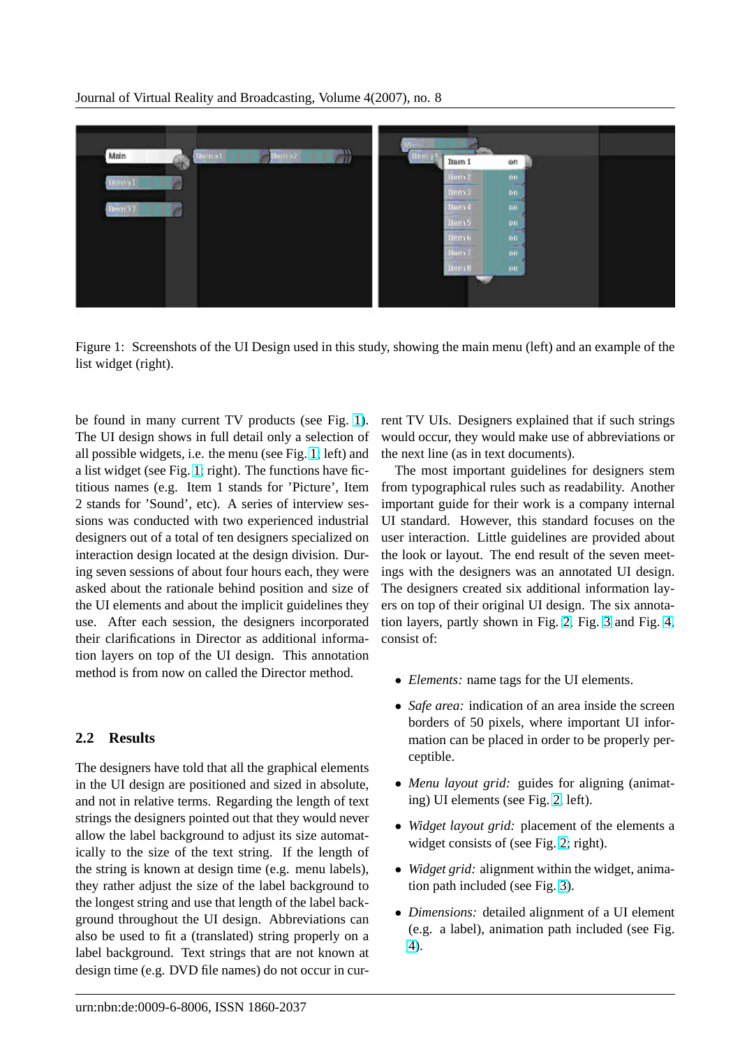Figure 1: Screenshots of the UI Design used in this study, showing the main menu (left) and an example of the list widget (right).

be found in many current TV products (see Fig. 1). The UI design shows in full detail only a selection of all possible widgets, i.e. the menu (see Fig. 1; left) and a list widget (see Fig. 1; right). The functions have fictitious names (e.g. Item 1 stands for 'Picture', Item 2 stands for 'Sound', etc). A series of interview sessions was conducted with two experienced industrial designers out of a total of ten designers specialized on interaction design located at the design division. During seven sessions of about four hours each, they were asked about the rationale behind position and size of the UI elements and about the implicit guidelines they use. After each session, the designers incorporated their clarifications in Director as additional information layers on top of the UI design. This annotation method is from now on called the Director method.

## 2.2 Results

The designers have told that all the graphical elements in the UI design are positioned and sized in absolute, and not in relative terms. Regarding the length of text strings the designers pointed out that they would never allow the label background to adjust its size automatically to the size of the text string. If the length of the string is known at design time (e.g. menu labels), they rather adjust the size of the label background to the longest string and use that length of the label background throughout the UI design. Abbreviations can also be used to fit a (translated) string properly on a label background. Text strings that are not known at design time (e.g. DVD file names) do not occur in current TV UIs. Designers explained that if such strings would occur, they would make use of abbreviations or the next line (as in text documents).

The most important guidelines for designers stem from typographical rules such as readability. Another important guide for their work is a company internal UI standard. However, this standard focuses on the user interaction. Little guidelines are provided about the look or layout. The end result of the seven meetings with the designers was an annotated UI design. The designers created six additional information layers on top of their original UI design. The six annotation layers, partly shown in Fig. 2, Fig. 3 and Fig. 4, consist of:

- *Elements:* name tags for the UI elements.
- *Safe area:* indication of an area inside the screen borders of 50 pixels, where important UI information can be placed in order to be properly perceptible.
- *Menu layout grid:* guides for aligning (animating) UI elements (see Fig. 2, left).
- *Widget layout grid:* placement of the elements a widget consists of (see Fig. 2; right).
- *Widget grid:* alignment within the widget, animation path included (see Fig. 3).
- *Dimensions:* detailed alignment of a UI element (e.g. a label), animation path included (see Fig. 4).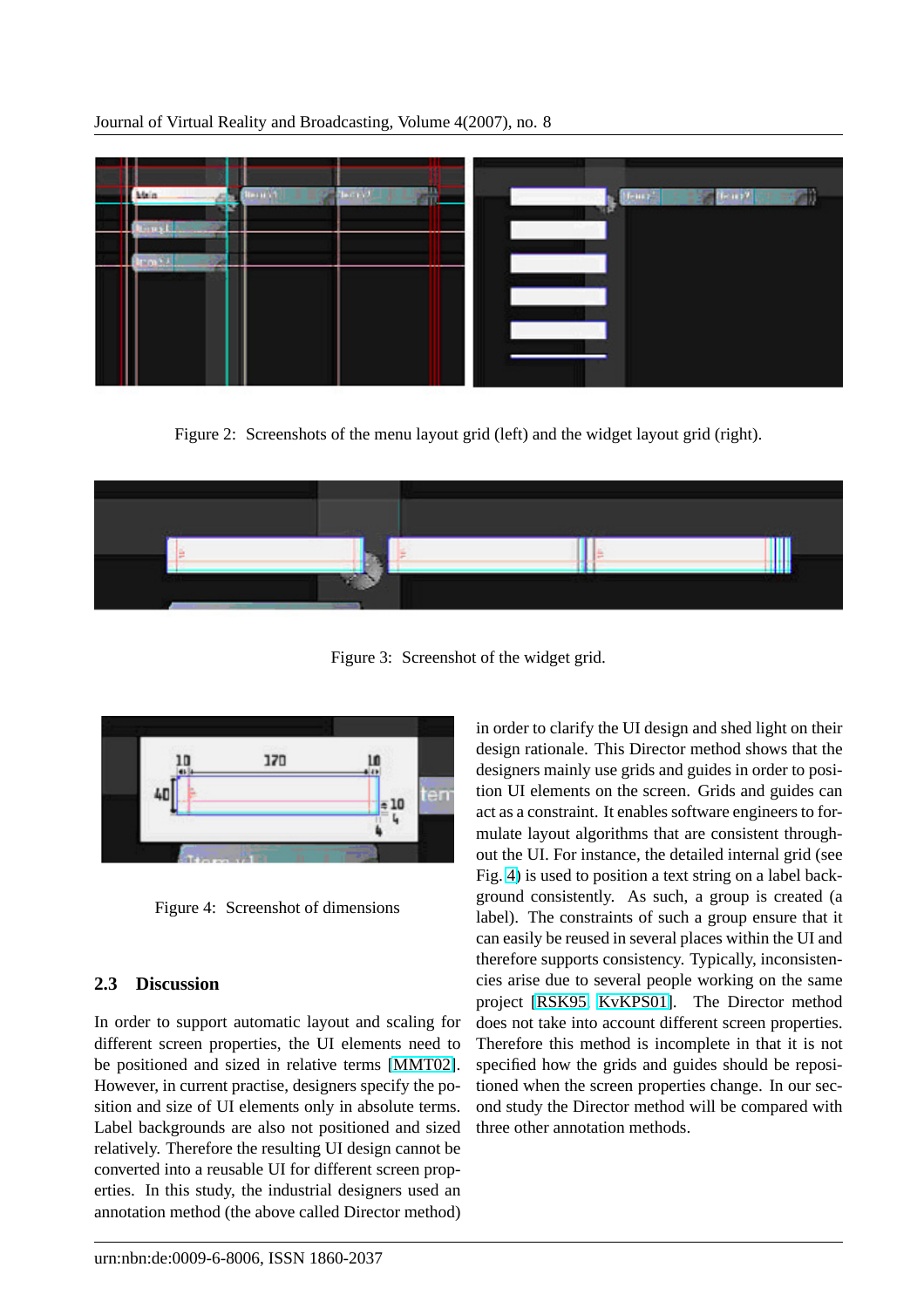Figure 2: Screenshots of the menu layout grid (left) and the widget layout grid (right).

Figure 3: Screenshot of the widget grid.

Figure 4: Screenshot of dimensions

### 2.3 Discussion

In order to support automatic layout and scaling for different screen properties, the UI elements need to be positioned and sized in relative terms [MMT02]. However, in current practise, designers specify the position and size of UI elements only in absolute terms. Label backgrounds are also not positioned and sized relatively. Therefore the resulting UI design cannot be converted into a reusable UI for different screen properties. In this study, the industrial designers used an annotation method (the above called Director method) in order to clarify the UI design and shed light on their design rationale. This Director method shows that the designers mainly use grids and guides in order to position UI elements on the screen. Grids and guides can act as a constraint. It enables software engineers to formulate layout algorithms that are consistent throughout the UI. For instance, the detailed internal grid (see Fig. 4) is used to position a text string on a label background consistently. As such, a group is created (a label). The constraints of such a group ensure that it can easily be reused in several places within the UI and therefore supports consistency. Typically, inconsistencies arise due to several people working on the same project [RSK95, KvKPS01]. The Director method does not take into account different screen properties. Therefore this method is incomplete in that it is not specified how the grids and guides should be repositioned when the screen properties change. In our second study the Director method will be compared with three other annotation methods.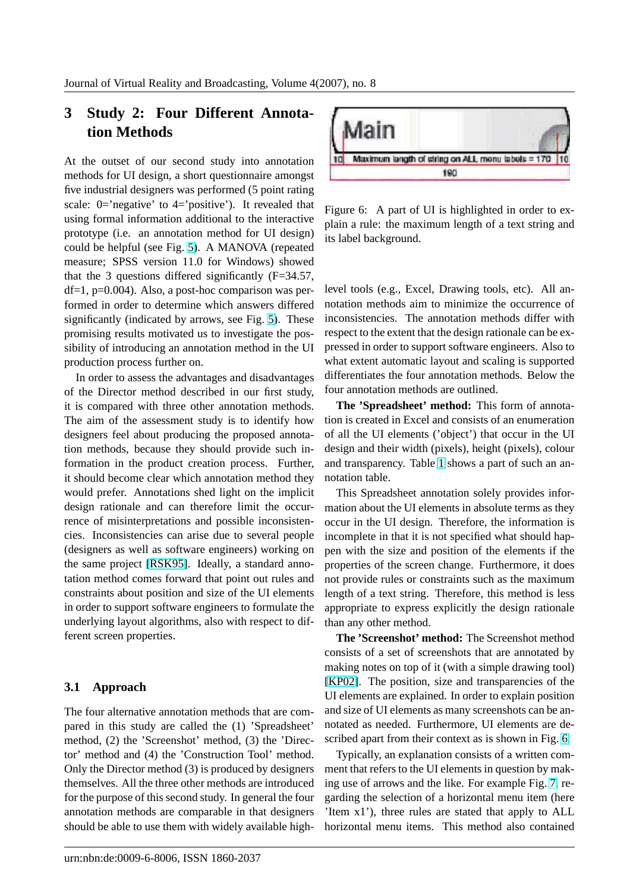## 3 Study 2: Four Different Annotation Methods

At the outset of our second study into annotation methods for UI design, a short questionnaire amongst five industrial designers was performed (5 point rating scale: 0='negative' to 4='positive'). It revealed that using formal information additional to the interactive prototype (i.e. an annotation method for UI design) could be helpful (see Fig. 5). A MANOVA (repeated measure; SPSS version 11.0 for Windows) showed that the 3 questions differed significantly ($F=34.57$, $df=1$, $p=0.004$). Also, a post-hoc comparison was performed in order to determine which answers differed significantly (indicated by arrows, see Fig. 5). These promising results motivated us to investigate the possibility of introducing an annotation method in the UI production process further on.

In order to assess the advantages and disadvantages of the Director method described in our first study, it is compared with three other annotation methods. The aim of the assessment study is to identify how designers feel about producing the proposed annotation methods, because they should provide such information in the product creation process. Further, it should become clear which annotation method they would prefer. Annotations shed light on the implicit design rationale and can therefore limit the occurrence of misinterpretations and possible inconsistencies. Inconsistencies can arise due to several people (designers as well as software engineers) working on the same project [RSK95]. Ideally, a standard annotation method comes forward that point out rules and constraints about position and size of the UI elements in order to support software engineers to formulate the underlying layout algorithms, also with respect to different screen properties.

### 3.1 Approach

The four alternative annotation methods that are compared in this study are called the (1) 'Spreadsheet' method, (2) the 'Screenshot' method, (3) the 'Director' method and (4) the 'Construction Tool' method. Only the Director method (3) is produced by designers themselves. All the three other methods are introduced for the purpose of this second study. In general the four annotation methods are comparable in that designers should be able to use them with widely available high-level tools (e.g., Excel, Drawing tools, etc). All annotation methods aim to minimize the occurrence of inconsistencies. The annotation methods differ with respect to the extent that the design rationale can be expressed in order to support software engineers. Also to what extent automatic layout and scaling is supported differentiates the four annotation methods. Below the four annotation methods are outlined.

Figure 6: A part of UI is highlighted in order to explain a rule: the maximum length of a text string and its label background.

**The 'Spreadsheet' method:** This form of annotation is created in Excel and consists of an enumeration of all the UI elements ('object') that occur in the UI design and their width (pixels), height (pixels), colour and transparency. Table 1 shows a part of such an annotation table.

This Spreadsheet annotation solely provides information about the UI elements in absolute terms as they occur in the UI design. Therefore, the information is incomplete in that it is not specified what should happen with the size and position of the elements if the properties of the screen change. Furthermore, it does not provide rules or constraints such as the maximum length of a text string. Therefore, this method is less appropriate to express explicitly the design rationale than any other method.

**The 'Screenshot' method:** The Screenshot method consists of a set of screenshots that are annotated by making notes on top of it (with a simple drawing tool) [KP02]. The position, size and transparencies of the UI elements are explained. In order to explain position and size of UI elements as many screenshots can be annotated as needed. Furthermore, UI elements are described apart from their context as is shown in Fig. 6.

Typically, an explanation consists of a written comment that refers to the UI elements in question by making use of arrows and the like. For example Fig. 7, regarding the selection of a horizontal menu item (here 'Item x1'), three rules are stated that apply to ALL horizontal menu items. This method also contained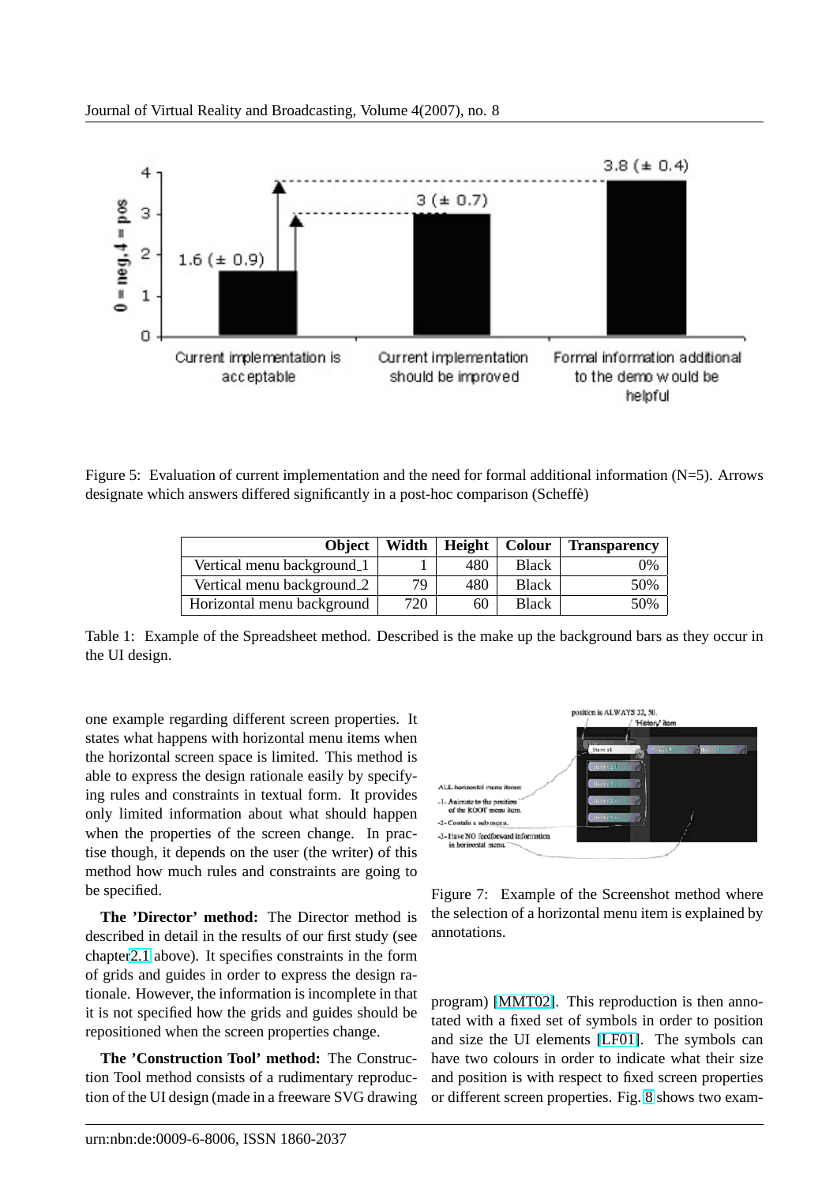Figure 5: Evaluation of current implementation and the need for formal additional information (N=5). Arrows designate which answers differed significantly in a post-hoc comparison (Scheffè)

| Object | Width | Height | Colour | Transparency |
|---|---|---|---|---|
| Vertical menu background_1 | 1 | 480 | Black | 0% |
| Vertical menu background_2 | 79 | 480 | Black | 50% |
| Horizontal menu background | 720 | 60 | Black | 50% |

Table 1: Example of the Spreadsheet method. Described is the make up the background bars as they occur in the UI design.

one example regarding different screen properties. It states what happens with horizontal menu items when the horizontal screen space is limited. This method is able to express the design rationale easily by specifying rules and constraints in textual form. It provides only limited information about what should happen when the properties of the screen change. In practise though, it depends on the user (the writer) of this method how much rules and constraints are going to be specified.

**The 'Director' method:** The Director method is described in detail in the results of our first study (see chapter 2.1 above). It specifies constraints in the form of grids and guides in order to express the design rationale. However, the information is incomplete in that it is not specified how the grids and guides should be repositioned when the screen properties change.

**The 'Construction Tool' method:** The Construction Tool method consists of a rudimentary reproduction of the UI design (made in a freeware SVG drawing program) [MMT02]. This reproduction is then annotated with a fixed set of symbols in order to position and size the UI elements [LF01]. The symbols can have two colours in order to indicate what their size and position is with respect to fixed screen properties or different screen properties. Fig. 8 shows two exam-

Figure 7: Example of the Screenshot method where the selection of a horizontal menu item is explained by annotations.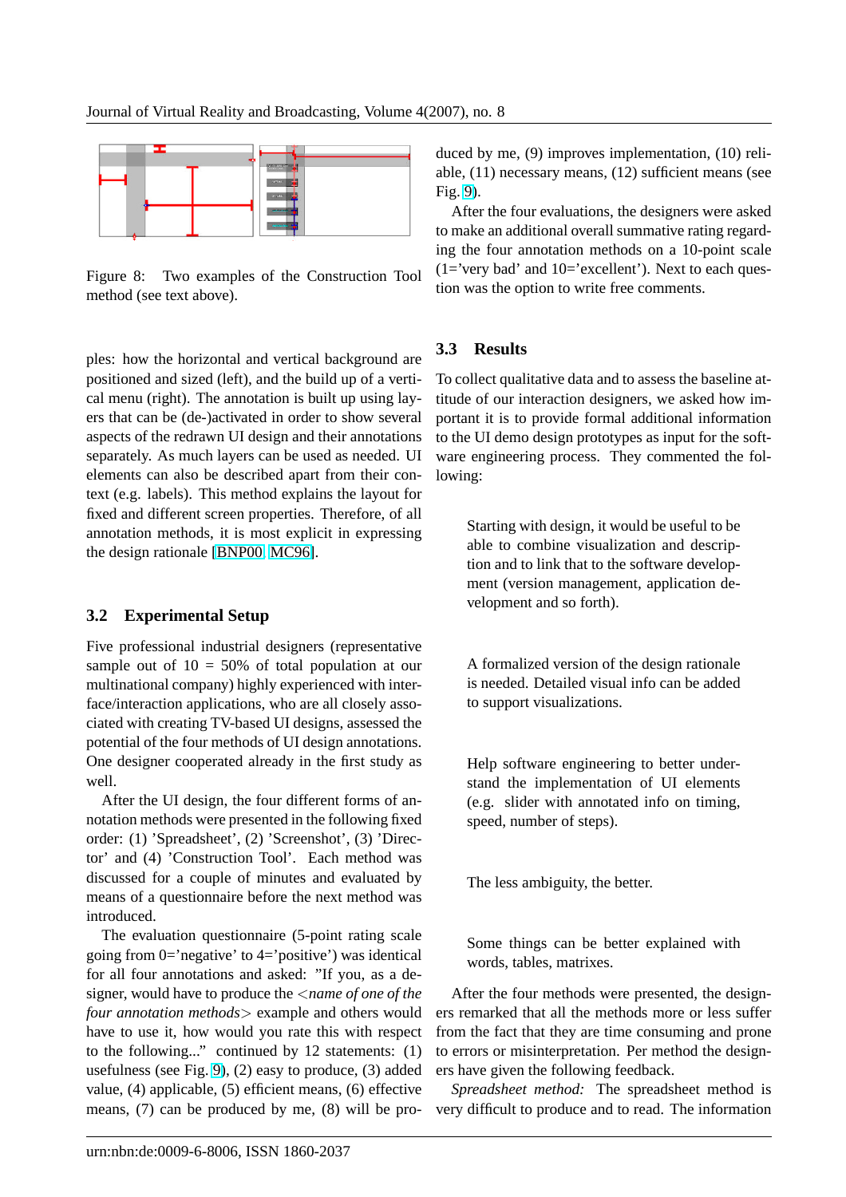Figure 8: Two examples of the Construction Tool method (see text above).

ples: how the horizontal and vertical background are positioned and sized (left), and the build up of a vertical menu (right). The annotation is built up using layers that can be (de-)activated in order to show several aspects of the redrawn UI design and their annotations separately. As much layers can be used as needed. UI elements can also be described apart from their context (e.g. labels). This method explains the layout for fixed and different screen properties. Therefore, of all annotation methods, it is most explicit in expressing the design rationale [BNP00, MC96].

### 3.2 Experimental Setup

Five professional industrial designers (representative sample out of 10 = 50% of total population at our multinational company) highly experienced with interface/interaction applications, who are all closely associated with creating TV-based UI designs, assessed the potential of the four methods of UI design annotations. One designer cooperated already in the first study as well.

After the UI design, the four different forms of annotation methods were presented in the following fixed order: (1) 'Spreadsheet', (2) 'Screenshot', (3) 'Director' and (4) 'Construction Tool'. Each method was discussed for a couple of minutes and evaluated by means of a questionnaire before the next method was introduced.

The evaluation questionnaire (5-point rating scale going from 0='negative' to 4='positive') was identical for all four annotations and asked: "If you, as a designer, would have to produce the <*name of one of the four annotation methods*> example and others would have to use it, how would you rate this with respect to the following..." continued by 12 statements: (1) usefulness (see Fig. 9), (2) easy to produce, (3) added value, (4) applicable, (5) efficient means, (6) effective means, (7) can be produced by me, (8) will be produced by me, (9) improves implementation, (10) reliable, (11) necessary means, (12) sufficient means (see Fig. 9).

After the four evaluations, the designers were asked to make an additional overall summative rating regarding the four annotation methods on a 10-point scale (1='very bad' and 10='excellent'). Next to each question was the option to write free comments.

### 3.3 Results

To collect qualitative data and to assess the baseline attitude of our interaction designers, we asked how important it is to provide formal additional information to the UI demo design prototypes as input for the software engineering process. They commented the following:

> Starting with design, it would be useful to be able to combine visualization and description and to link that to the software development (version management, application development and so forth).

> A formalized version of the design rationale is needed. Detailed visual info can be added to support visualizations.

> Help software engineering to better understand the implementation of UI elements (e.g. slider with annotated info on timing, speed, number of steps).

> The less ambiguity, the better.

> Some things can be better explained with words, tables, matrixes.

After the four methods were presented, the designers remarked that all the methods more or less suffer from the fact that they are time consuming and prone to errors or misinterpretation. Per method the designers have given the following feedback.

*Spreadsheet method:* The spreadsheet method is very difficult to produce and to read. The information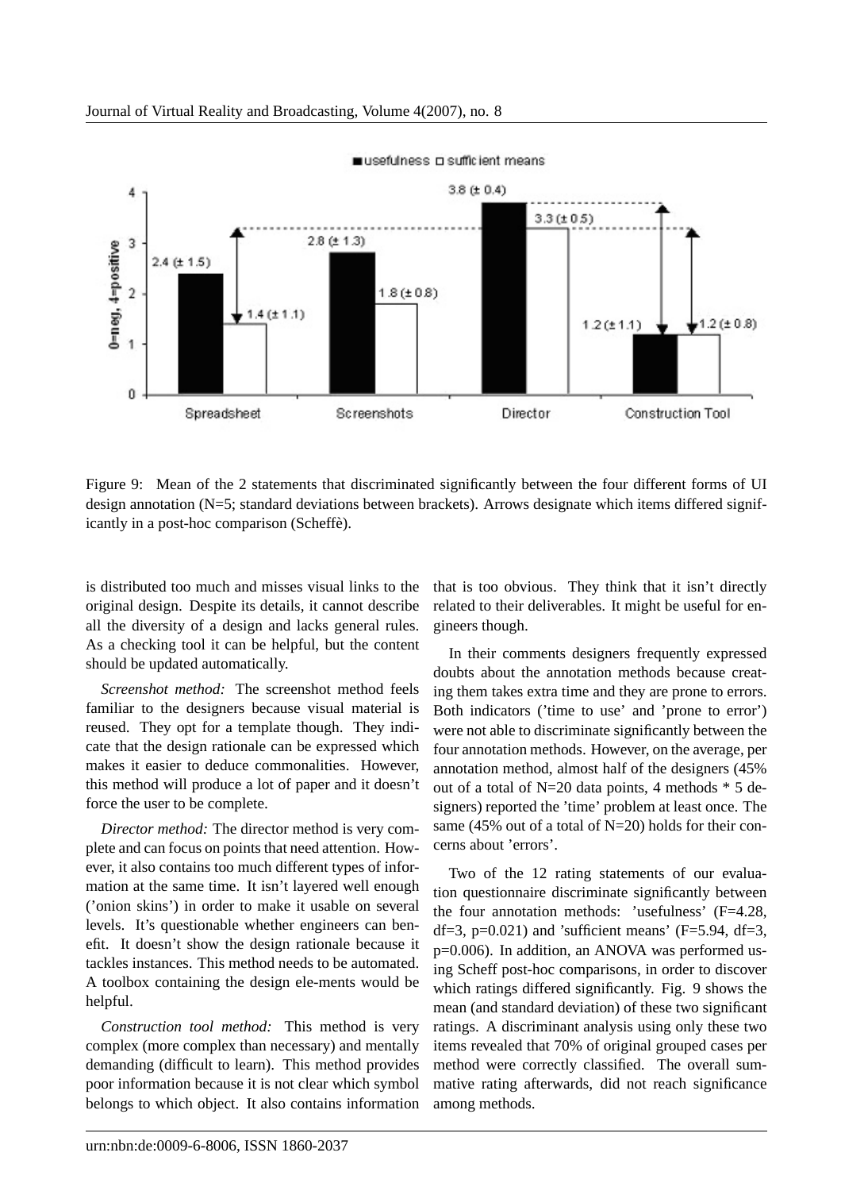Figure 9: Mean of the 2 statements that discriminated significantly between the four different forms of UI design annotation (N=5; standard deviations between brackets). Arrows designate which items differed significantly in a post-hoc comparison (Scheffè).

is distributed too much and misses visual links to the original design. Despite its details, it cannot describe all the diversity of a design and lacks general rules. As a checking tool it can be helpful, but the content should be updated automatically.

*Screenshot method:* The screenshot method feels familiar to the designers because visual material is reused. They opt for a template though. They indicate that the design rationale can be expressed which makes it easier to deduce commonalities. However, this method will produce a lot of paper and it doesn't force the user to be complete.

*Director method:* The director method is very complete and can focus on points that need attention. However, it also contains too much different types of information at the same time. It isn't layered well enough ('onion skins') in order to make it usable on several levels. It's questionable whether engineers can benefit. It doesn't show the design rationale because it tackles instances. This method needs to be automated. A toolbox containing the design ele-ments would be helpful.

*Construction tool method:* This method is very complex (more complex than necessary) and mentally demanding (difficult to learn). This method provides poor information because it is not clear which symbol belongs to which object. It also contains information that is too obvious. They think that it isn't directly related to their deliverables. It might be useful for engineers though.

In their comments designers frequently expressed doubts about the annotation methods because creating them takes extra time and they are prone to errors. Both indicators ('time to use' and 'prone to error') were not able to discriminate significantly between the four annotation methods. However, on the average, per annotation method, almost half of the designers (45% out of a total of N=20 data points, 4 methods * 5 designers) reported the 'time' problem at least once. The same (45% out of a total of N=20) holds for their concerns about 'errors'.

Two of the 12 rating statements of our evaluation questionnaire discriminate significantly between the four annotation methods: 'usefulness' ($F=4.28$, $df=3$, $p=0.021$) and 'sufficient means' ($F=5.94$, $df=3$, $p=0.006$). In addition, an ANOVA was performed using Scheff post-hoc comparisons, in order to discover which ratings differed significantly. Fig. 9 shows the mean (and standard deviation) of these two significant ratings. A discriminant analysis using only these two items revealed that 70% of original grouped cases per method were correctly classified. The overall summative rating afterwards, did not reach significance among methods.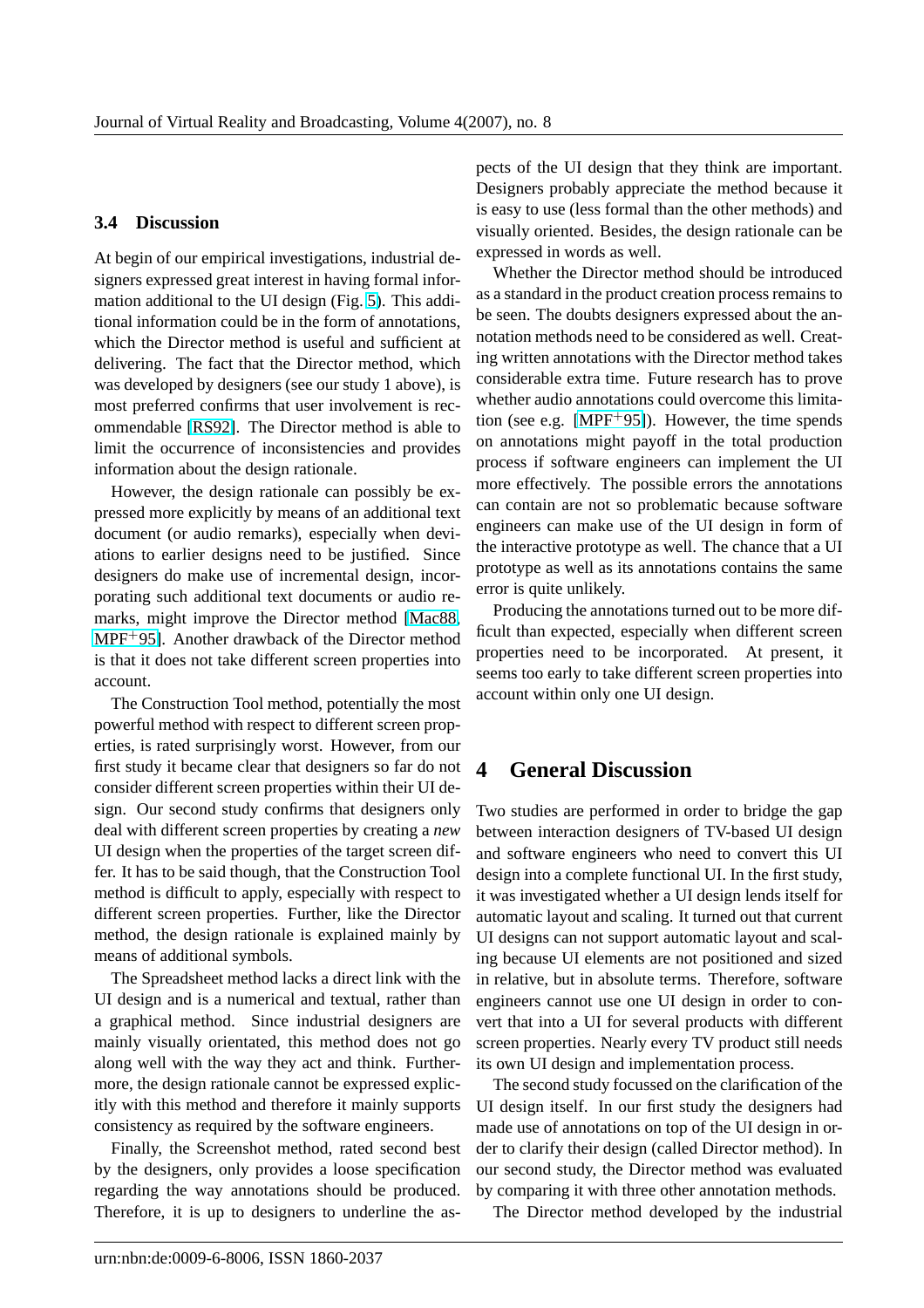### 3.4 Discussion

At begin of our empirical investigations, industrial designers expressed great interest in having formal information additional to the UI design (Fig. 5). This additional information could be in the form of annotations, which the Director method is useful and sufficient at delivering. The fact that the Director method, which was developed by designers (see our study 1 above), is most preferred confirms that user involvement is recommendable [RS92]. The Director method is able to limit the occurrence of inconsistencies and provides information about the design rationale.

However, the design rationale can possibly be expressed more explicitly by means of an additional text document (or audio remarks), especially when deviations to earlier designs need to be justified. Since designers do make use of incremental design, incorporating such additional text documents or audio remarks, might improve the Director method [Mac88, MPF+95]. Another drawback of the Director method is that it does not take different screen properties into account.

The Construction Tool method, potentially the most powerful method with respect to different screen properties, is rated surprisingly worst. However, from our first study it became clear that designers so far do not consider different screen properties within their UI design. Our second study confirms that designers only deal with different screen properties by creating a *new* UI design when the properties of the target screen differ. It has to be said though, that the Construction Tool method is difficult to apply, especially with respect to different screen properties. Further, like the Director method, the design rationale is explained mainly by means of additional symbols.

The Spreadsheet method lacks a direct link with the UI design and is a numerical and textual, rather than a graphical method. Since industrial designers are mainly visually orientated, this method does not go along well with the way they act and think. Furthermore, the design rationale cannot be expressed explicitly with this method and therefore it mainly supports consistency as required by the software engineers.

Finally, the Screenshot method, rated second best by the designers, only provides a loose specification regarding the way annotations should be produced. Therefore, it is up to designers to underline the aspects of the UI design that they think are important. Designers probably appreciate the method because it is easy to use (less formal than the other methods) and visually oriented. Besides, the design rationale can be expressed in words as well.

Whether the Director method should be introduced as a standard in the product creation process remains to be seen. The doubts designers expressed about the annotation methods need to be considered as well. Creating written annotations with the Director method takes considerable extra time. Future research has to prove whether audio annotations could overcome this limitation (see e.g. [MPF+95]). However, the time spends on annotations might payoff in the total production process if software engineers can implement the UI more effectively. The possible errors the annotations can contain are not so problematic because software engineers can make use of the UI design in form of the interactive prototype as well. The chance that a UI prototype as well as its annotations contains the same error is quite unlikely.

Producing the annotations turned out to be more difficult than expected, especially when different screen properties need to be incorporated. At present, it seems too early to take different screen properties into account within only one UI design.

## 4 General Discussion

Two studies are performed in order to bridge the gap between interaction designers of TV-based UI design and software engineers who need to convert this UI design into a complete functional UI. In the first study, it was investigated whether a UI design lends itself for automatic layout and scaling. It turned out that current UI designs can not support automatic layout and scaling because UI elements are not positioned and sized in relative, but in absolute terms. Therefore, software engineers cannot use one UI design in order to convert that into a UI for several products with different screen properties. Nearly every TV product still needs its own UI design and implementation process.

The second study focussed on the clarification of the UI design itself. In our first study the designers had made use of annotations on top of the UI design in order to clarify their design (called Director method). In our second study, the Director method was evaluated by comparing it with three other annotation methods.

The Director method developed by the industrial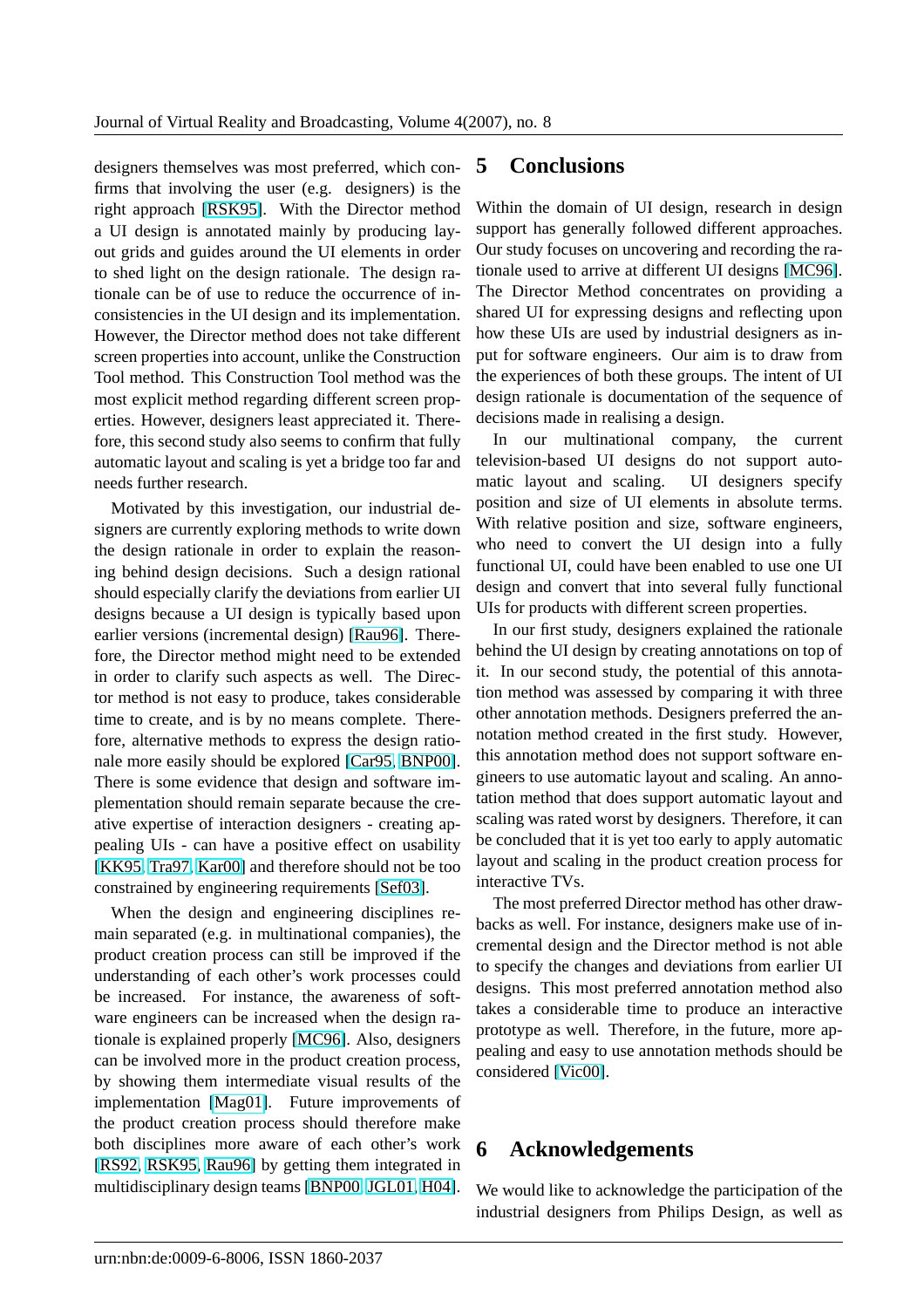designers themselves was most preferred, which confirms that involving the user (e.g. designers) is the right approach [RSK95]. With the Director method a UI design is annotated mainly by producing layout grids and guides around the UI elements in order to shed light on the design rationale. The design rationale can be of use to reduce the occurrence of inconsistencies in the UI design and its implementation. However, the Director method does not take different screen properties into account, unlike the Construction Tool method. This Construction Tool method was the most explicit method regarding different screen properties. However, designers least appreciated it. Therefore, this second study also seems to confirm that fully automatic layout and scaling is yet a bridge too far and needs further research.

Motivated by this investigation, our industrial designers are currently exploring methods to write down the design rationale in order to explain the reasoning behind design decisions. Such a design rational should especially clarify the deviations from earlier UI designs because a UI design is typically based upon earlier versions (incremental design) [Rau96]. Therefore, the Director method might need to be extended in order to clarify such aspects as well. The Director method is not easy to produce, takes considerable time to create, and is by no means complete. Therefore, alternative methods to express the design rationale more easily should be explored [Car95, BNP00]. There is some evidence that design and software implementation should remain separate because the creative expertise of interaction designers - creating appealing UIs - can have a positive effect on usability [KK95, Tra97, Kar00] and therefore should not be too constrained by engineering requirements [Sef03].

When the design and engineering disciplines remain separated (e.g. in multinational companies), the product creation process can still be improved if the understanding of each other's work processes could be increased. For instance, the awareness of software engineers can be increased when the design rationale is explained properly [MC96]. Also, designers can be involved more in the product creation process, by showing them intermediate visual results of the implementation [Mag01]. Future improvements of the product creation process should therefore make both disciplines more aware of each other's work [RS92, RSK95, Rau96] by getting them integrated in multidisciplinary design teams [BNP00, JGL01, H04].

## 5 Conclusions

Within the domain of UI design, research in design support has generally followed different approaches. Our study focuses on uncovering and recording the rationale used to arrive at different UI designs [MC96]. The Director Method concentrates on providing a shared UI for expressing designs and reflecting upon how these UIs are used by industrial designers as input for software engineers. Our aim is to draw from the experiences of both these groups. The intent of UI design rationale is documentation of the sequence of decisions made in realising a design.

In our multinational company, the current television-based UI designs do not support automatic layout and scaling. UI designers specify position and size of UI elements in absolute terms. With relative position and size, software engineers, who need to convert the UI design into a fully functional UI, could have been enabled to use one UI design and convert that into several fully functional UIs for products with different screen properties.

In our first study, designers explained the rationale behind the UI design by creating annotations on top of it. In our second study, the potential of this annotation method was assessed by comparing it with three other annotation methods. Designers preferred the annotation method created in the first study. However, this annotation method does not support software engineers to use automatic layout and scaling. An annotation method that does support automatic layout and scaling was rated worst by designers. Therefore, it can be concluded that it is yet too early to apply automatic layout and scaling in the product creation process for interactive TVs.

The most preferred Director method has other drawbacks as well. For instance, designers make use of incremental design and the Director method is not able to specify the changes and deviations from earlier UI designs. This most preferred annotation method also takes a considerable time to produce an interactive prototype as well. Therefore, in the future, more appealing and easy to use annotation methods should be considered [Vic00].

## 6 Acknowledgements

We would like to acknowledge the participation of the industrial designers from Philips Design, as well as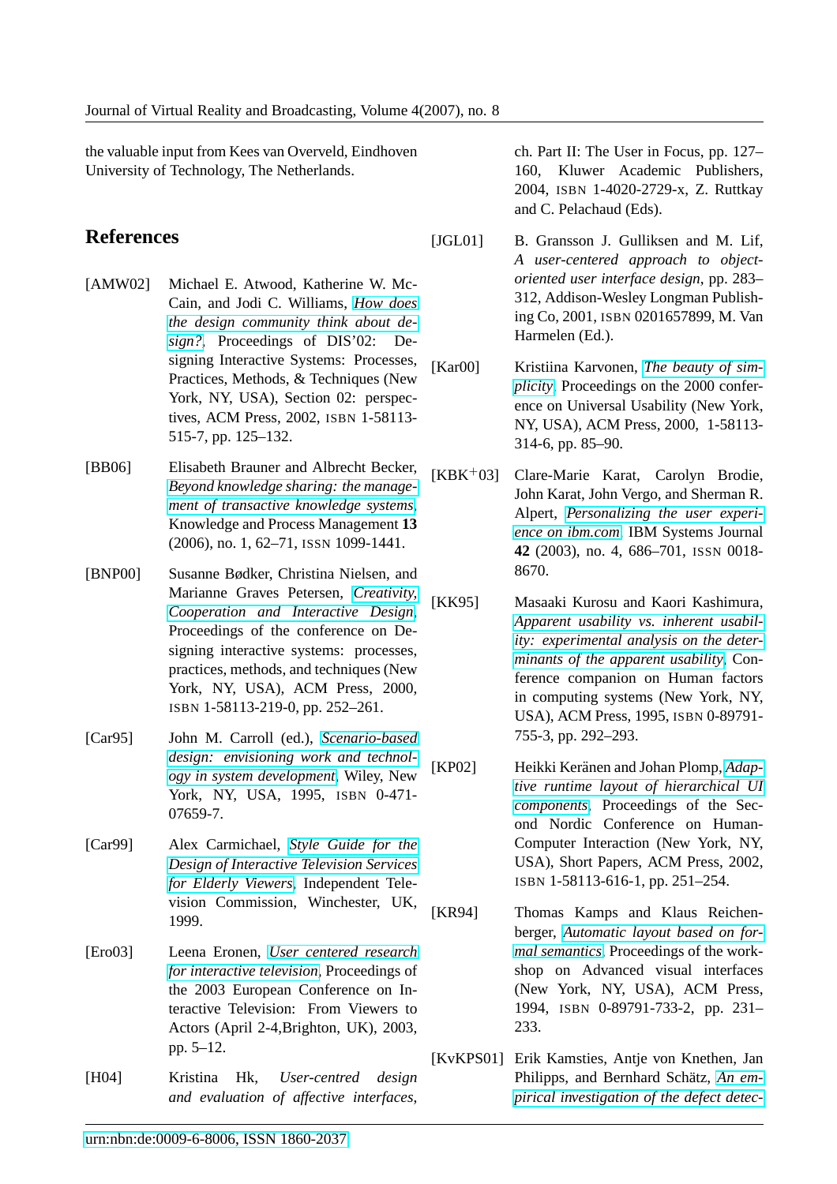the valuable input from Kees van Overveld, Eindhoven University of Technology, The Netherlands.

## References

[AMW02] Michael E. Atwood, Katherine W. McCain, and Jodi C. Williams, *How does the design community think about design?*, Proceedings of DIS'02: Designing Interactive Systems: Processes, Practices, Methods, & Techniques (New York, NY, USA), Section 02: perspectives, ACM Press, 2002, ISBN 1-58113-515-7, pp. 125–132.

[BB06] Elisabeth Brauner and Albrecht Becker, *Beyond knowledge sharing: the management of transactive knowledge systems*, Knowledge and Process Management **13** (2006), no. 1, 62–71, ISSN 1099-1441.

[BNP00] Susanne Bødker, Christina Nielsen, and Marianne Graves Petersen, *Creativity, Cooperation and Interactive Design*, Proceedings of the conference on Designing interactive systems: processes, practices, methods, and techniques (New York, NY, USA), ACM Press, 2000, ISBN 1-58113-219-0, pp. 252–261.

[Car95] John M. Carroll (ed.), *Scenario-based design: envisioning work and technology in system development*, Wiley, New York, NY, USA, 1995, ISBN 0-471-07659-7.

[Car99] Alex Carmichael, *Style Guide for the Design of Interactive Television Services for Elderly Viewers*, Independent Television Commission, Winchester, UK, 1999.

[Ero03] Leena Eronen, *User centered research for interactive television*, Proceedings of the 2003 European Conference on Interactive Television: From Viewers to Actors (April 2-4,Brighton, UK), 2003, pp. 5–12.

[H04] Kristina Hk, *User-centred design and evaluation of affective interfaces*, ch. Part II: The User in Focus, pp. 127–160, Kluwer Academic Publishers, 2004, ISBN 1-4020-2729-x, Z. Ruttkay and C. Pelachaud (Eds).

[JGL01] B. Gransson J. Gulliksen and M. Lif, *A user-centered approach to object-oriented user interface design*, pp. 283–312, Addison-Wesley Longman Publishing Co, 2001, ISBN 0201657899, M. Van Harmelen (Ed.).

[Kar00] Kristiina Karvonen, *The beauty of simplicity*, Proceedings on the 2000 conference on Universal Usability (New York, NY, USA), ACM Press, 2000, 1-58113-314-6, pp. 85–90.

[KBK+03] Clare-Marie Karat, Carolyn Brodie, John Karat, John Vergo, and Sherman R. Alpert, *Personalizing the user experience on ibm.com*, IBM Systems Journal **42** (2003), no. 4, 686–701, ISSN 0018-8670.

[KK95] Masaaki Kurosu and Kaori Kashimura, *Apparent usability vs. inherent usability: experimental analysis on the determinants of the apparent usability*, Conference companion on Human factors in computing systems (New York, NY, USA), ACM Press, 1995, ISBN 0-89791-755-3, pp. 292–293.

[KP02] Heikki Keränen and Johan Plomp, *Adaptive runtime layout of hierarchical UI components*, Proceedings of the Second Nordic Conference on Human-Computer Interaction (New York, NY, USA), Short Papers, ACM Press, 2002, ISBN 1-58113-616-1, pp. 251–254.

[KR94] Thomas Kamps and Klaus Reichenberger, *Automatic layout based on formal semantics*, Proceedings of the workshop on Advanced visual interfaces (New York, NY, USA), ACM Press, 1994, ISBN 0-89791-733-2, pp. 231–233.

[KvKPS01] Erik Kamsties, Antje von Knethen, Jan Philipps, and Bernhard Schätz, *An empirical investigation of the defect detec-*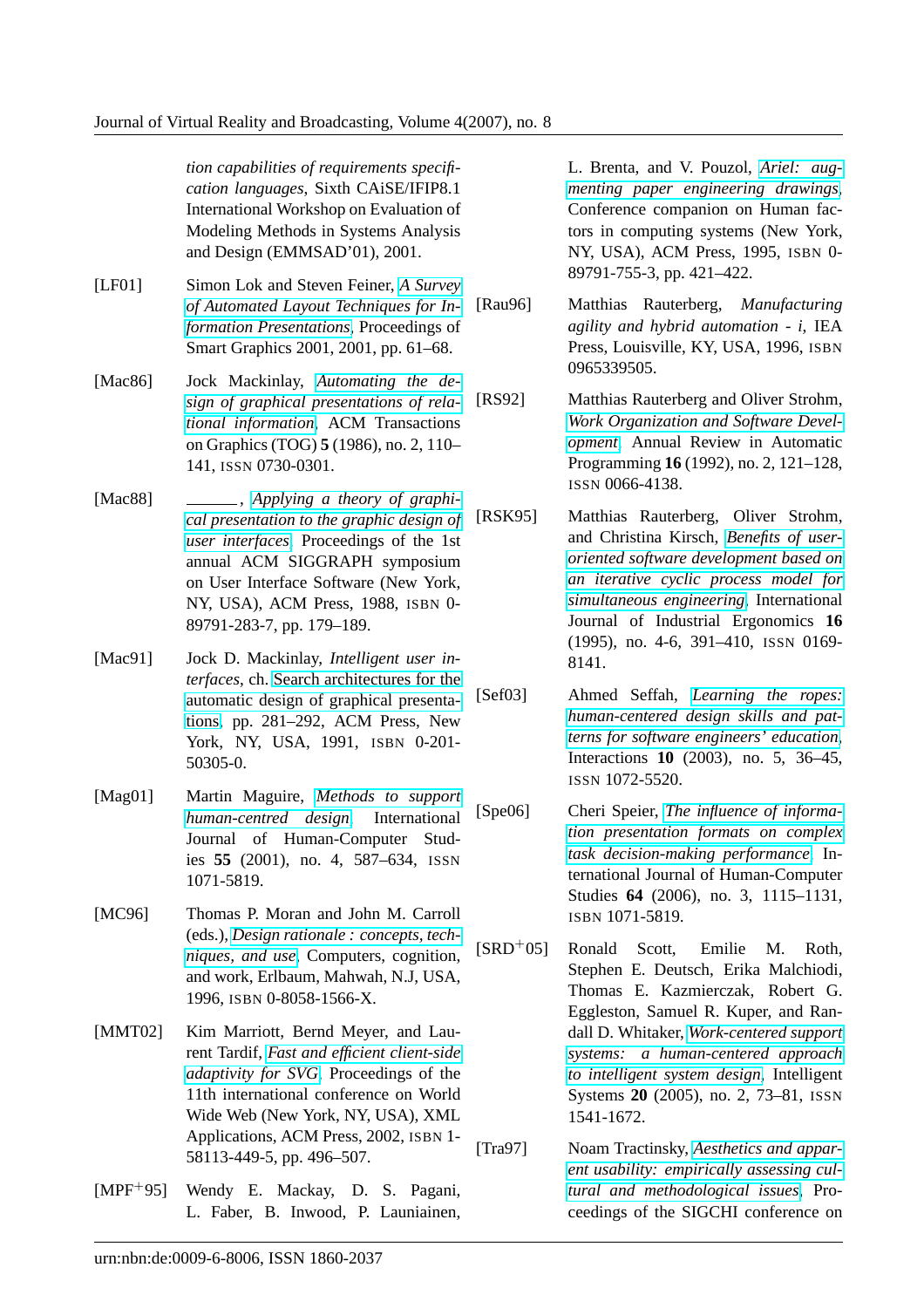*tion capabilities of requirements specification languages*, Sixth CAiSE/IFIP8.1 International Workshop on Evaluation of Modeling Methods in Systems Analysis and Design (EMMSAD'01), 2001.

[LF01] Simon Lok and Steven Feiner, *A Survey of Automated Layout Techniques for Information Presentations*, Proceedings of Smart Graphics 2001, 2001, pp. 61–68.

[Mac86] Jock Mackinlay, *Automating the design of graphical presentations of relational information*, ACM Transactions on Graphics (TOG) **5** (1986), no. 2, 110–141, ISSN 0730-0301.

[Mac88] ______, *Applying a theory of graphical presentation to the graphic design of user interfaces*, Proceedings of the 1st annual ACM SIGGRAPH symposium on User Interface Software (New York, NY, USA), ACM Press, 1988, ISBN 0-89791-283-7, pp. 179–189.

[Mac91] Jock D. Mackinlay, *Intelligent user interfaces*, ch. Search architectures for the automatic design of graphical presentations, pp. 281–292, ACM Press, New York, NY, USA, 1991, ISBN 0-201-50305-0.

[Mag01] Martin Maguire, *Methods to support human-centred design*, International Journal of Human-Computer Studies **55** (2001), no. 4, 587–634, ISSN 1071-5819.

[MC96] Thomas P. Moran and John M. Carroll (eds.), *Design rationale : concepts, techniques, and use*, Computers, cognition, and work, Erlbaum, Mahwah, N.J, USA, 1996, ISBN 0-8058-1566-X.

[MMT02] Kim Marriott, Bernd Meyer, and Laurent Tardif, *Fast and efficient client-side adaptivity for SVG*, Proceedings of the 11th international conference on World Wide Web (New York, NY, USA), XML Applications, ACM Press, 2002, ISBN 1-58113-449-5, pp. 496–507.

[MPF+95] Wendy E. Mackay, D. S. Pagani, L. Faber, B. Inwood, P. Launiainen, L. Brenta, and V. Pouzol, *Ariel: augmenting paper engineering drawings*, Conference companion on Human factors in computing systems (New York, NY, USA), ACM Press, 1995, ISBN 0-89791-755-3, pp. 421–422.

[Rau96] Matthias Rauterberg, *Manufacturing agility and hybrid automation - i*, IEA Press, Louisville, KY, USA, 1996, ISBN 0965339505.

[RS92] Matthias Rauterberg and Oliver Strohm, *Work Organization and Software Development*, Annual Review in Automatic Programming **16** (1992), no. 2, 121–128, ISSN 0066-4138.

[RSK95] Matthias Rauterberg, Oliver Strohm, and Christina Kirsch, *Benefits of user-oriented software development based on an iterative cyclic process model for simultaneous engineering*, International Journal of Industrial Ergonomics **16** (1995), no. 4-6, 391–410, ISSN 0169-8141.

[Sef03] Ahmed Seffah, *Learning the ropes: human-centered design skills and patterns for software engineers' education*, Interactions **10** (2003), no. 5, 36–45, ISSN 1072-5520.

[Spe06] Cheri Speier, *The influence of information presentation formats on complex task decision-making performance*, International Journal of Human-Computer Studies **64** (2006), no. 3, 1115–1131, ISBN 1071-5819.

[SRD+05] Ronald Scott, Emilie M. Roth, Stephen E. Deutsch, Erika Malchiodi, Thomas E. Kazmierczak, Robert G. Eggleston, Samuel R. Kuper, and Randall D. Whitaker, *Work-centered support systems: a human-centered approach to intelligent system design*, Intelligent Systems **20** (2005), no. 2, 73–81, ISSN 1541-1672.

[Tra97] Noam Tractinsky, *Aesthetics and apparent usability: empirically assessing cultural and methodological issues*, Proceedings of the SIGCHI conference on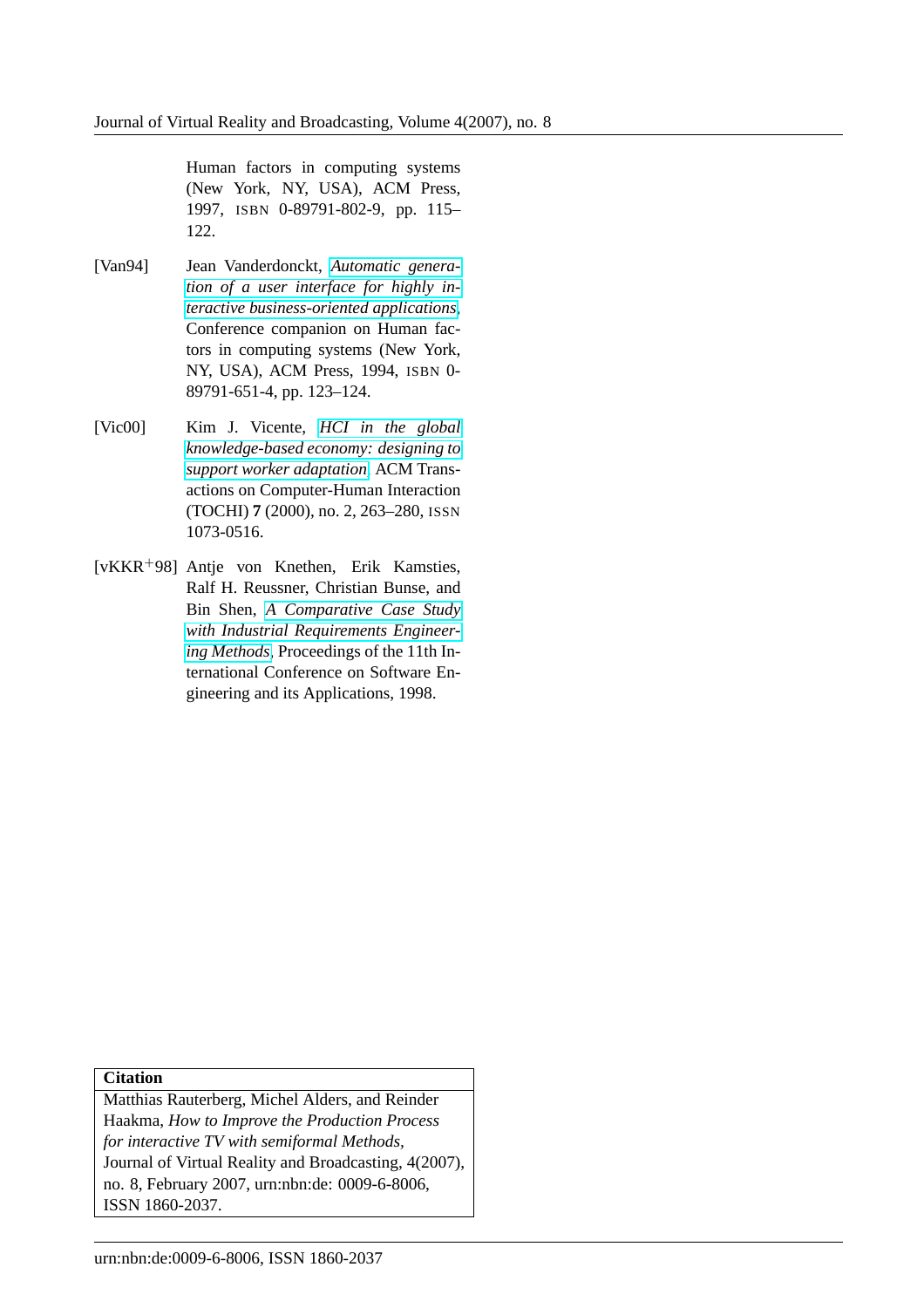Human factors in computing systems (New York, NY, USA), ACM Press, 1997, ISBN 0-89791-802-9, pp. 115–122.

[Van94] Jean Vanderdonckt, *Automatic generation of a user interface for highly interactive business-oriented applications*, Conference companion on Human factors in computing systems (New York, NY, USA), ACM Press, 1994, ISBN 0-89791-651-4, pp. 123–124.

[Vic00] Kim J. Vicente, *HCI in the global knowledge-based economy: designing to support worker adaptation*, ACM Transactions on Computer-Human Interaction (TOCHI) **7** (2000), no. 2, 263–280, ISSN 1073-0516.

[vKKR+98] Antje von Knethen, Erik Kamsties, Ralf H. Reussner, Christian Bunse, and Bin Shen, *A Comparative Case Study with Industrial Requirements Engineering Methods*, Proceedings of the 11th International Conference on Software Engineering and its Applications, 1998.

| **Citation** |
| --- |
| Matthias Rauterberg, Michel Alders, and Reinder Haakma, *How to Improve the Production Process for interactive TV with semiformal Methods*, Journal of Virtual Reality and Broadcasting, 4(2007), no. 8, February 2007, urn:nbn:de: 0009-6-8006, ISSN 1860-2037. |